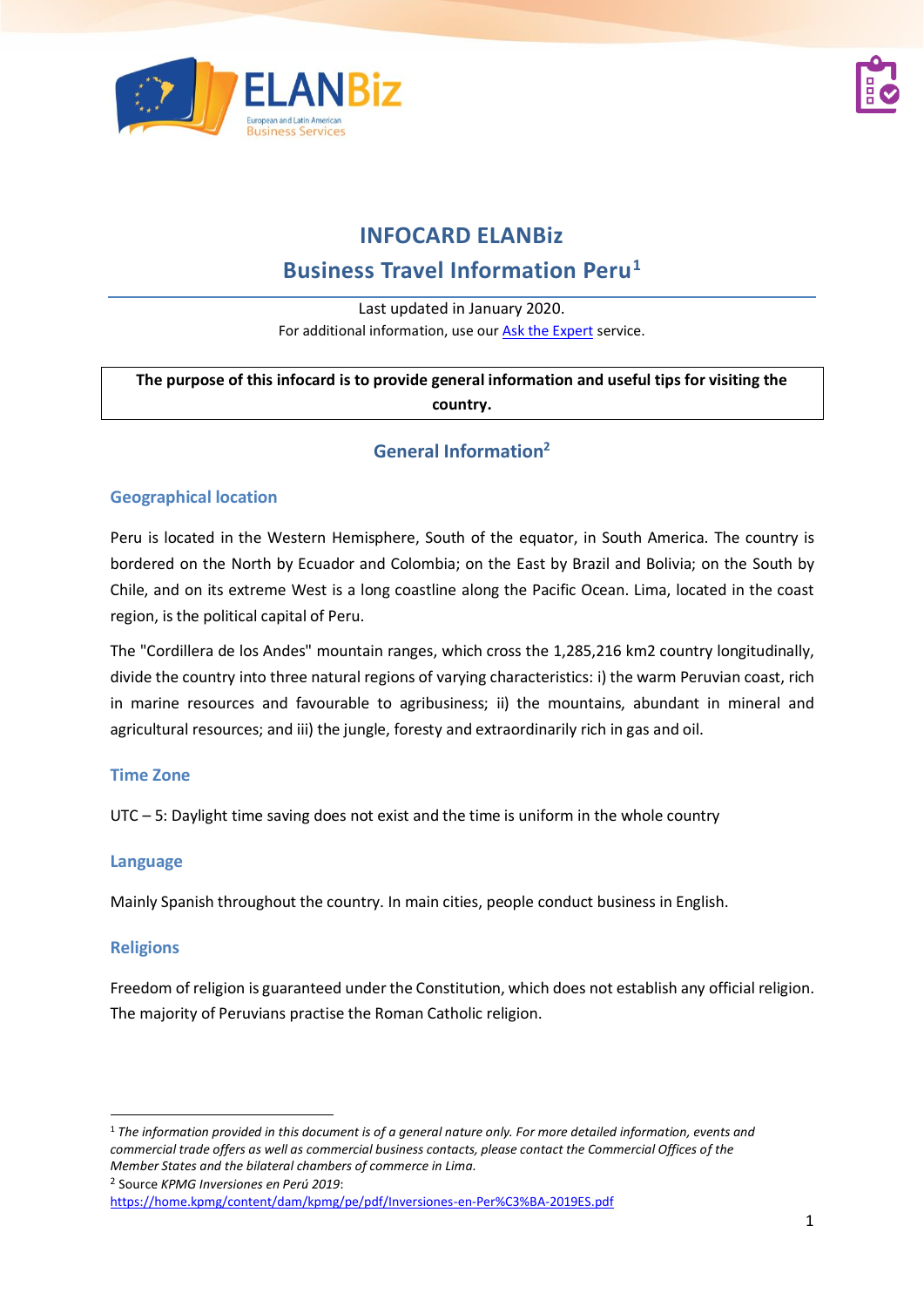# INFOCARD ELANBiz

# Business Travel Information Peru[1]

Last updated in January 2020.

For additional information, use our [Ask the Expert](#) service.

**The purpose of this infocard is to provide general information and useful tips for visiting the country.**

## General Information[2]

### Geographical location

Peru is located in the Western Hemisphere, South of the equator, in South America. The country is bordered on the North by Ecuador and Colombia; on the East by Brazil and Bolivia; on the South by Chile, and on its extreme West is a long coastline along the Pacific Ocean. Lima, located in the coast region, is the political capital of Peru.

The "Cordillera de los Andes" mountain ranges, which cross the 1,285,216 km2 country longitudinally, divide the country into three natural regions of varying characteristics: i) the warm Peruvian coast, rich in marine resources and favourable to agribusiness; ii) the mountains, abundant in mineral and agricultural resources; and iii) the jungle, foresty and extraordinarily rich in gas and oil.

### Time Zone

UTC – 5: Daylight time saving does not exist and the time is uniform in the whole country

### Language

Mainly Spanish throughout the country. In main cities, people conduct business in English.

### Religions

Freedom of religion is guaranteed under the Constitution, which does not establish any official religion. The majority of Peruvians practise the Roman Catholic religion.

---

[1] *The information provided in this document is of a general nature only. For more detailed information, events and commercial trade offers as well as commercial business contacts, please contact the Commercial Offices of the Member States and the bilateral chambers of commerce in Lima.*

[2] Source *KPMG Inversiones en Perú 2019*: https://home.kpmg/content/dam/kpmg/pe/pdf/Inversiones-en-Per%C3%BA-2019ES.pdf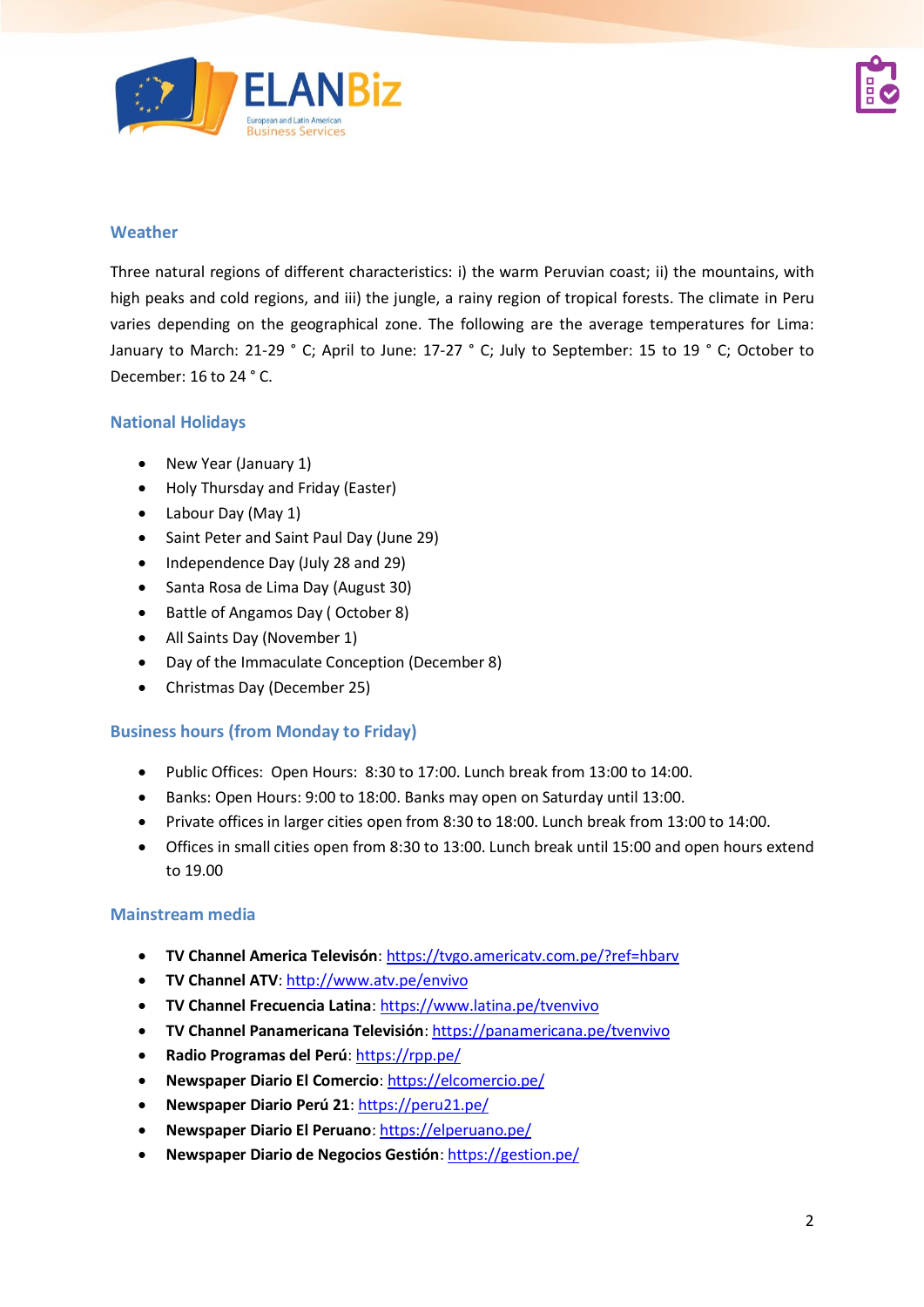## Weather

Three natural regions of different characteristics: i) the warm Peruvian coast; ii) the mountains, with high peaks and cold regions, and iii) the jungle, a rainy region of tropical forests. The climate in Peru varies depending on the geographical zone. The following are the average temperatures for Lima: January to March: 21-29 ° C; April to June: 17-27 ° C; July to September: 15 to 19 ° C; October to December: 16 to 24 ° C.

## National Holidays

- New Year (January 1)
- Holy Thursday and Friday (Easter)
- Labour Day (May 1)
- Saint Peter and Saint Paul Day (June 29)
- Independence Day (July 28 and 29)
- Santa Rosa de Lima Day (August 30)
- Battle of Angamos Day ( October 8)
- All Saints Day (November 1)
- Day of the Immaculate Conception (December 8)
- Christmas Day (December 25)

## Business hours (from Monday to Friday)

- Public Offices: Open Hours: 8:30 to 17:00. Lunch break from 13:00 to 14:00.
- Banks: Open Hours: 9:00 to 18:00. Banks may open on Saturday until 13:00.
- Private offices in larger cities open from 8:30 to 18:00. Lunch break from 13:00 to 14:00.
- Offices in small cities open from 8:30 to 13:00. Lunch break until 15:00 and open hours extend to 19.00

## Mainstream media

- **TV Channel America Televisón**: https://tvgo.americatv.com.pe/?ref=hbarv
- **TV Channel ATV**: http://www.atv.pe/envivo
- **TV Channel Frecuencia Latina**: https://www.latina.pe/tvenvivo
- **TV Channel Panamericana Televisión**: https://panamericana.pe/tvenvivo
- **Radio Programas del Perú**: https://rpp.pe/
- **Newspaper Diario El Comercio**: https://elcomercio.pe/
- **Newspaper Diario Perú 21**: https://peru21.pe/
- **Newspaper Diario El Peruano**: https://elperuano.pe/
- **Newspaper Diario de Negocios Gestión**: https://gestion.pe/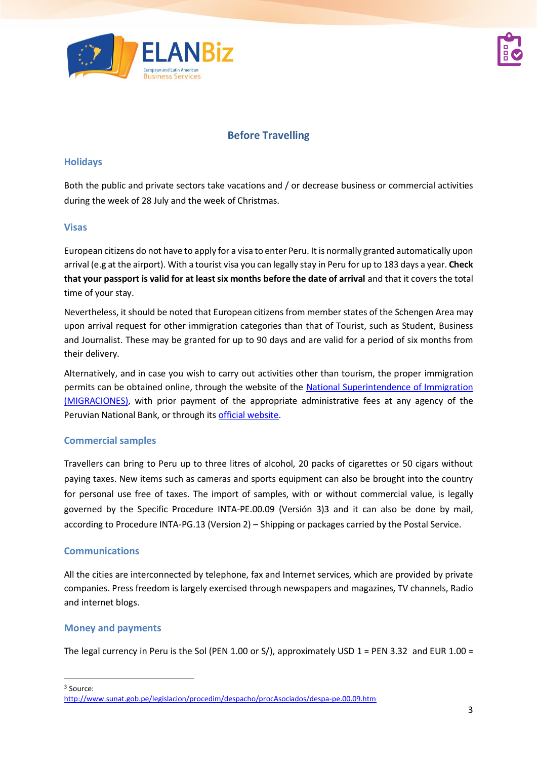## Before Travelling

### Holidays

Both the public and private sectors take vacations and / or decrease business or commercial activities during the week of 28 July and the week of Christmas.

### Visas

European citizens do not have to apply for a visa to enter Peru. It is normally granted automatically upon arrival (e.g at the airport). With a tourist visa you can legally stay in Peru for up to 183 days a year. **Check that your passport is valid for at least six months before the date of arrival** and that it covers the total time of your stay.

Nevertheless, it should be noted that European citizens from member states of the Schengen Area may upon arrival request for other immigration categories than that of Tourist, such as Student, Business and Journalist. These may be granted for up to 90 days and are valid for a period of six months from their delivery.

Alternatively, and in case you wish to carry out activities other than tourism, the proper immigration permits can be obtained online, through the website of the National Superintendence of Immigration (MIGRACIONES), with prior payment of the appropriate administrative fees at any agency of the Peruvian National Bank, or through its official website.

### Commercial samples

Travellers can bring to Peru up to three litres of alcohol, 20 packs of cigarettes or 50 cigars without paying taxes. New items such as cameras and sports equipment can also be brought into the country for personal use free of taxes. The import of samples, with or without commercial value, is legally governed by the Specific Procedure INTA-PE.00.09 (Versión 3)[3] and it can also be done by mail, according to Procedure INTA-PG.13 (Version 2) – Shipping or packages carried by the Postal Service.

### Communications

All the cities are interconnected by telephone, fax and Internet services, which are provided by private companies. Press freedom is largely exercised through newspapers and magazines, TV channels, Radio and internet blogs.

### Money and payments

The legal currency in Peru is the Sol (PEN 1.00 or S/), approximately USD 1 = PEN 3.32 and EUR 1.00 =

---

[3] Source: http://www.sunat.gob.pe/legislacion/procedim/despacho/procAsociados/despa-pe.00.09.htm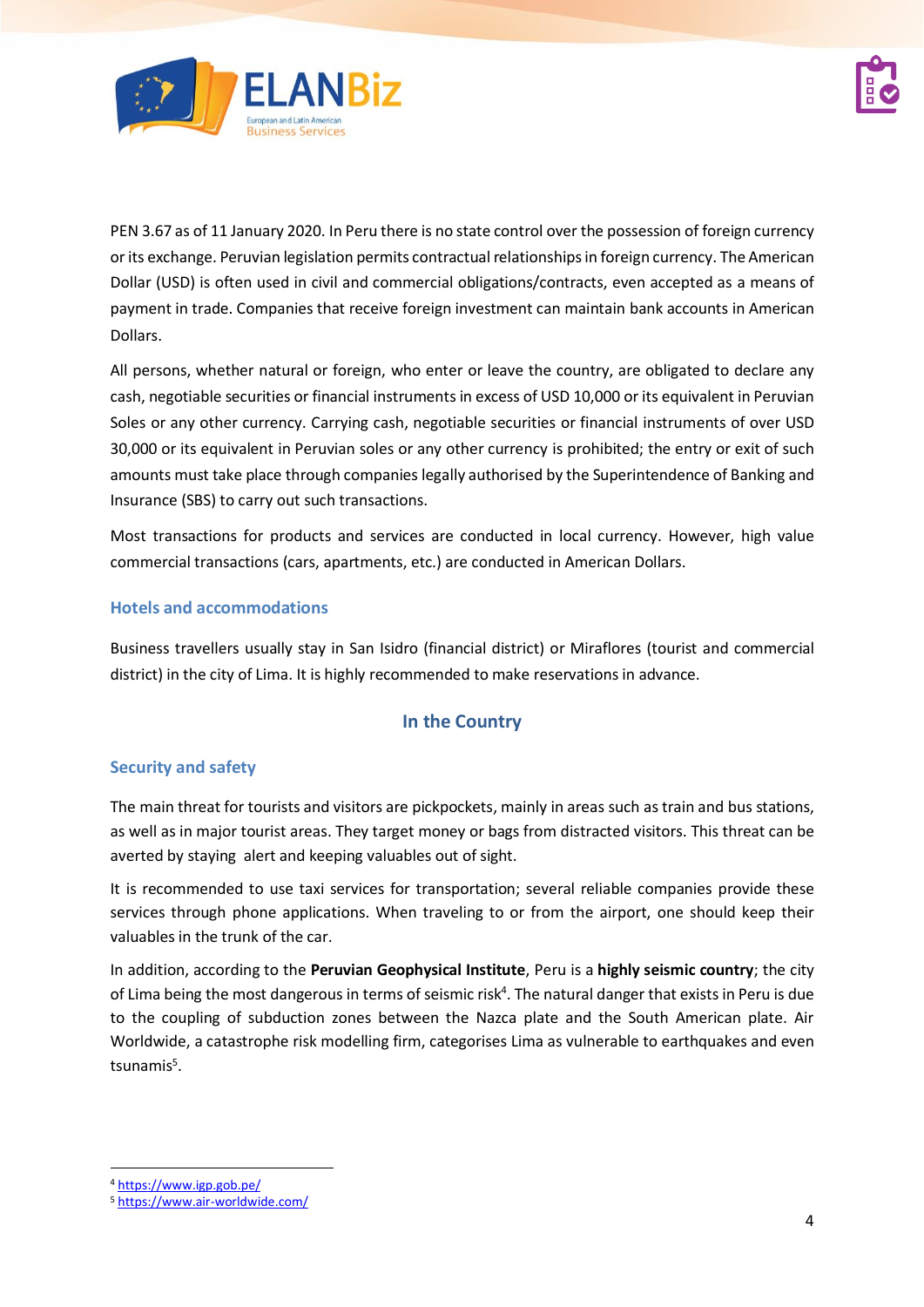PEN 3.67 as of 11 January 2020. In Peru there is no state control over the possession of foreign currency or its exchange. Peruvian legislation permits contractual relationships in foreign currency. The American Dollar (USD) is often used in civil and commercial obligations/contracts, even accepted as a means of payment in trade. Companies that receive foreign investment can maintain bank accounts in American Dollars.

All persons, whether natural or foreign, who enter or leave the country, are obligated to declare any cash, negotiable securities or financial instruments in excess of USD 10,000 or its equivalent in Peruvian Soles or any other currency. Carrying cash, negotiable securities or financial instruments of over USD 30,000 or its equivalent in Peruvian soles or any other currency is prohibited; the entry or exit of such amounts must take place through companies legally authorised by the Superintendence of Banking and Insurance (SBS) to carry out such transactions.

Most transactions for products and services are conducted in local currency. However, high value commercial transactions (cars, apartments, etc.) are conducted in American Dollars.

### Hotels and accommodations

Business travellers usually stay in San Isidro (financial district) or Miraflores (tourist and commercial district) in the city of Lima. It is highly recommended to make reservations in advance.

## In the Country

### Security and safety

The main threat for tourists and visitors are pickpockets, mainly in areas such as train and bus stations, as well as in major tourist areas. They target money or bags from distracted visitors. This threat can be averted by staying alert and keeping valuables out of sight.

It is recommended to use taxi services for transportation; several reliable companies provide these services through phone applications. When traveling to or from the airport, one should keep their valuables in the trunk of the car.

In addition, according to the **Peruvian Geophysical Institute**, Peru is a **highly seismic country**; the city of Lima being the most dangerous in terms of seismic risk[4]. The natural danger that exists in Peru is due to the coupling of subduction zones between the Nazca plate and the South American plate. Air Worldwide, a catastrophe risk modelling firm, categorises Lima as vulnerable to earthquakes and even tsunamis[5].

---

[4] https://www.igp.gob.pe/

[5] https://www.air-worldwide.com/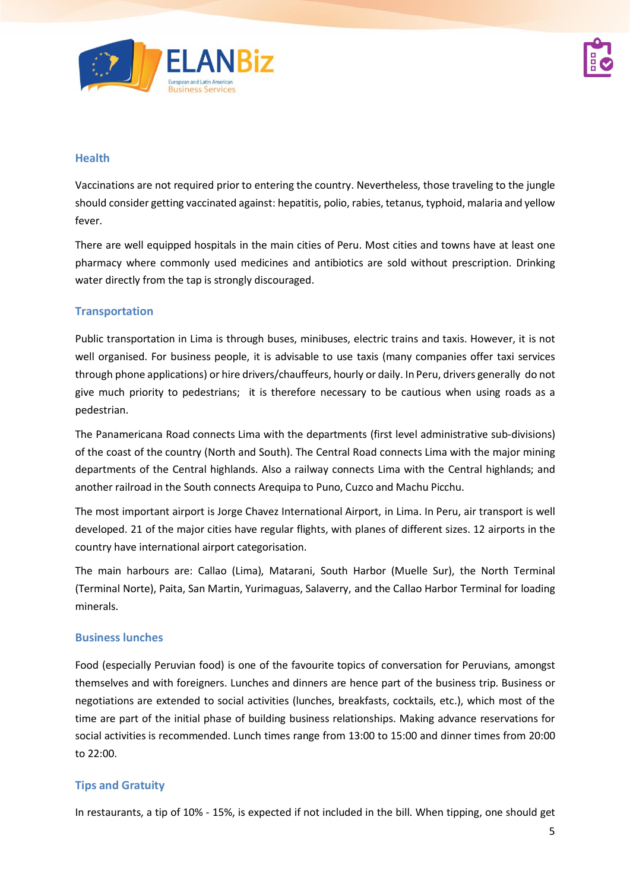## Health

Vaccinations are not required prior to entering the country. Nevertheless, those traveling to the jungle should consider getting vaccinated against: hepatitis, polio, rabies, tetanus, typhoid, malaria and yellow fever.

There are well equipped hospitals in the main cities of Peru. Most cities and towns have at least one pharmacy where commonly used medicines and antibiotics are sold without prescription. Drinking water directly from the tap is strongly discouraged.

## Transportation

Public transportation in Lima is through buses, minibuses, electric trains and taxis. However, it is not well organised. For business people, it is advisable to use taxis (many companies offer taxi services through phone applications) or hire drivers/chauffeurs, hourly or daily. In Peru, drivers generally do not give much priority to pedestrians; it is therefore necessary to be cautious when using roads as a pedestrian.

The Panamericana Road connects Lima with the departments (first level administrative sub-divisions) of the coast of the country (North and South). The Central Road connects Lima with the major mining departments of the Central highlands. Also a railway connects Lima with the Central highlands; and another railroad in the South connects Arequipa to Puno, Cuzco and Machu Picchu.

The most important airport is Jorge Chavez International Airport, in Lima. In Peru, air transport is well developed. 21 of the major cities have regular flights, with planes of different sizes. 12 airports in the country have international airport categorisation.

The main harbours are: Callao (Lima), Matarani, South Harbor (Muelle Sur), the North Terminal (Terminal Norte), Paita, San Martin, Yurimaguas, Salaverry, and the Callao Harbor Terminal for loading minerals.

## Business lunches

Food (especially Peruvian food) is one of the favourite topics of conversation for Peruvians, amongst themselves and with foreigners. Lunches and dinners are hence part of the business trip. Business or negotiations are extended to social activities (lunches, breakfasts, cocktails, etc.), which most of the time are part of the initial phase of building business relationships. Making advance reservations for social activities is recommended. Lunch times range from 13:00 to 15:00 and dinner times from 20:00 to 22:00.

## Tips and Gratuity

In restaurants, a tip of 10% - 15%, is expected if not included in the bill. When tipping, one should get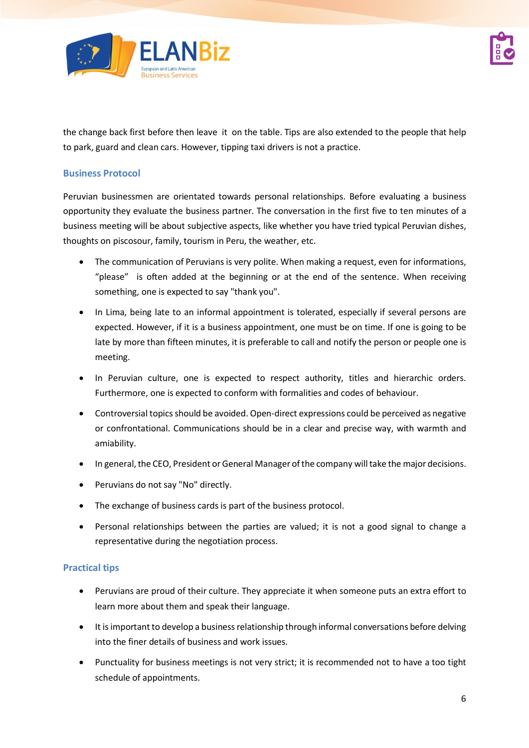the change back first before then leave it on the table. Tips are also extended to the people that help to park, guard and clean cars. However, tipping taxi drivers is not a practice.

## Business Protocol

Peruvian businessmen are orientated towards personal relationships. Before evaluating a business opportunity they evaluate the business partner. The conversation in the first five to ten minutes of a business meeting will be about subjective aspects, like whether you have tried typical Peruvian dishes, thoughts on piscosour, family, tourism in Peru, the weather, etc.

- The communication of Peruvians is very polite. When making a request, even for informations, "please" is often added at the beginning or at the end of the sentence. When receiving something, one is expected to say "thank you".
- In Lima, being late to an informal appointment is tolerated, especially if several persons are expected. However, if it is a business appointment, one must be on time. If one is going to be late by more than fifteen minutes, it is preferable to call and notify the person or people one is meeting.
- In Peruvian culture, one is expected to respect authority, titles and hierarchic orders. Furthermore, one is expected to conform with formalities and codes of behaviour.
- Controversial topics should be avoided. Open-direct expressions could be perceived as negative or confrontational. Communications should be in a clear and precise way, with warmth and amiability.
- In general, the CEO, President or General Manager of the company will take the major decisions.
- Peruvians do not say "No" directly.
- The exchange of business cards is part of the business protocol.
- Personal relationships between the parties are valued; it is not a good signal to change a representative during the negotiation process.

## Practical tips

- Peruvians are proud of their culture. They appreciate it when someone puts an extra effort to learn more about them and speak their language.
- It is important to develop a business relationship through informal conversations before delving into the finer details of business and work issues.
- Punctuality for business meetings is not very strict; it is recommended not to have a too tight schedule of appointments.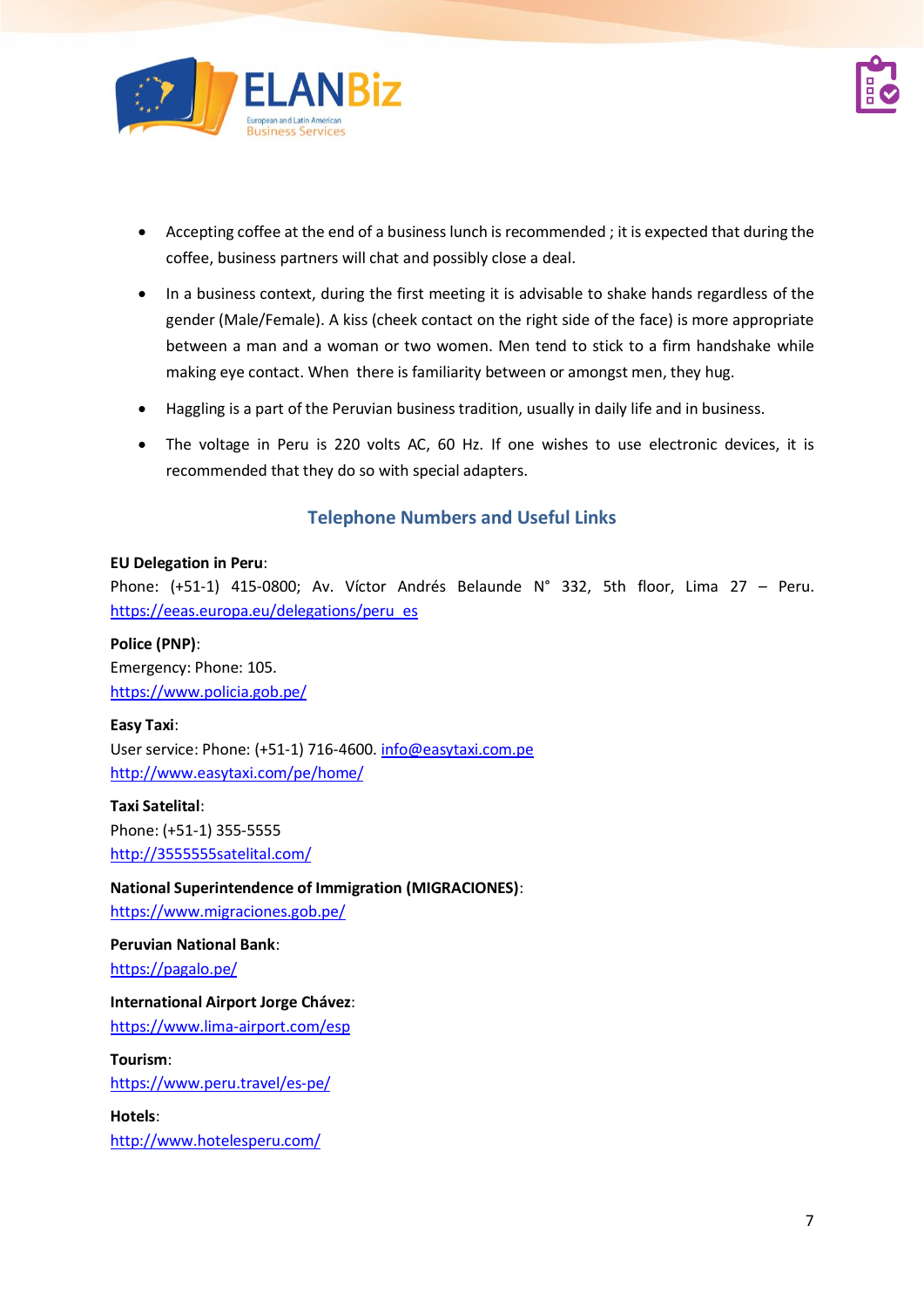- Accepting coffee at the end of a business lunch is recommended ; it is expected that during the coffee, business partners will chat and possibly close a deal.
- In a business context, during the first meeting it is advisable to shake hands regardless of the gender (Male/Female). A kiss (cheek contact on the right side of the face) is more appropriate between a man and a woman or two women. Men tend to stick to a firm handshake while making eye contact. When there is familiarity between or amongst men, they hug.
- Haggling is a part of the Peruvian business tradition, usually in daily life and in business.
- The voltage in Peru is 220 volts AC, 60 Hz. If one wishes to use electronic devices, it is recommended that they do so with special adapters.

## Telephone Numbers and Useful Links

**EU Delegation in Peru**:
Phone: (+51-1) 415-0800; Av. Víctor Andrés Belaunde N° 332, 5th floor, Lima 27 – Peru.
https://eeas.europa.eu/delegations/peru_es

**Police (PNP)**:
Emergency: Phone: 105.
https://www.policia.gob.pe/

**Easy Taxi**:
User service: Phone: (+51-1) 716-4600. info@easytaxi.com.pe
http://www.easytaxi.com/pe/home/

**Taxi Satelital**:
Phone: (+51-1) 355-5555
http://3555555satelital.com/

**National Superintendence of Immigration (MIGRACIONES)**:
https://www.migraciones.gob.pe/

**Peruvian National Bank**:
https://pagalo.pe/

**International Airport Jorge Chávez**:
https://www.lima-airport.com/esp

**Tourism**:
https://www.peru.travel/es-pe/

**Hotels**:
http://www.hotelesperu.com/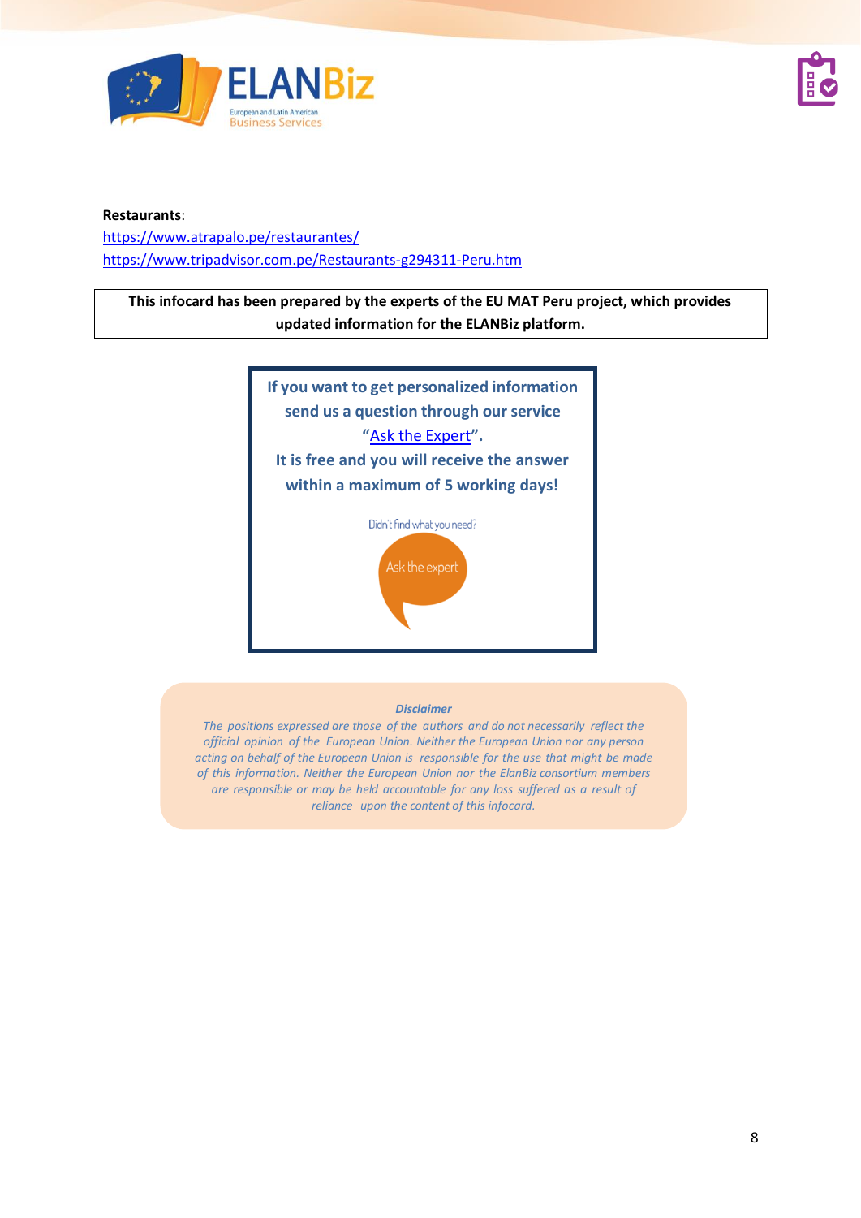**Restaurants**:
https://www.atrapalo.pe/restaurantes/
https://www.tripadvisor.com.pe/Restaurants-g294311-Peru.htm

**This infocard has been prepared by the experts of the EU MAT Peru project, which provides updated information for the ELANBiz platform.**

**If you want to get personalized information send us a question through our service "Ask the Expert".**
**It is free and you will receive the answer within a maximum of 5 working days!**

Didn't find what you need?

Ask the expert

***Disclaimer***

*The positions expressed are those of the authors and do not necessarily reflect the official opinion of the European Union. Neither the European Union nor any person acting on behalf of the European Union is responsible for the use that might be made of this information. Neither the European Union nor the ElanBiz consortium members are responsible or may be held accountable for any loss suffered as a result of reliance upon the content of this infocard.*